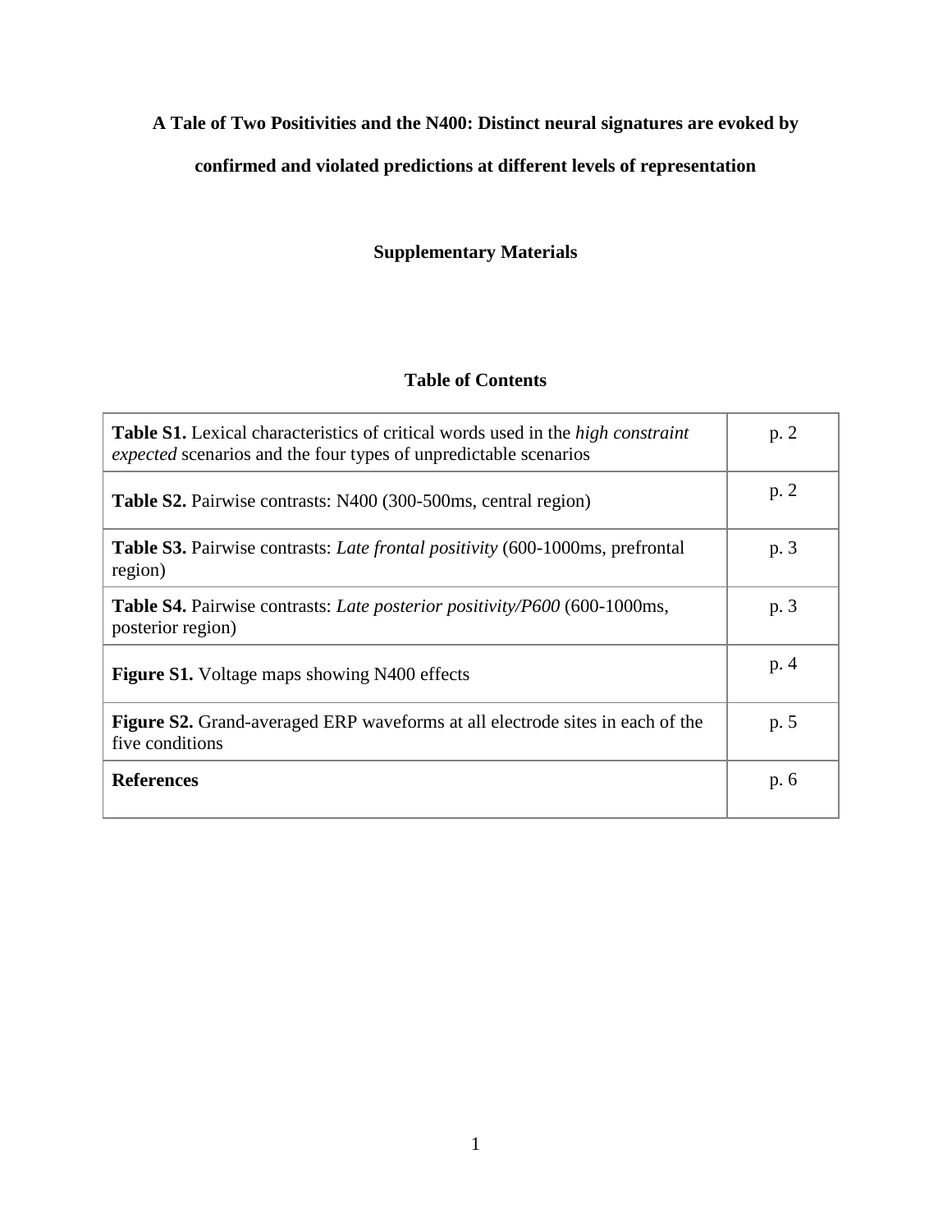# A Tale of Two Positivities and the N400: Distinct neural signatures are evoked by confirmed and violated predictions at different levels of representation

## Supplementary Materials

### Table of Contents

| | |
|---|---|
| **Table S1.** Lexical characteristics of critical words used in the *high constraint expected* scenarios and the four types of unpredictable scenarios | p. 2 |
| **Table S2.** Pairwise contrasts: N400 (300-500ms, central region) | p. 2 |
| **Table S3.** Pairwise contrasts: *Late frontal positivity* (600-1000ms, prefrontal region) | p. 3 |
| **Table S4.** Pairwise contrasts: *Late posterior positivity/P600* (600-1000ms, posterior region) | p. 3 |
| **Figure S1.** Voltage maps showing N400 effects | p. 4 |
| **Figure S2.** Grand-averaged ERP waveforms at all electrode sites in each of the five conditions | p. 5 |
| **References** | p. 6 |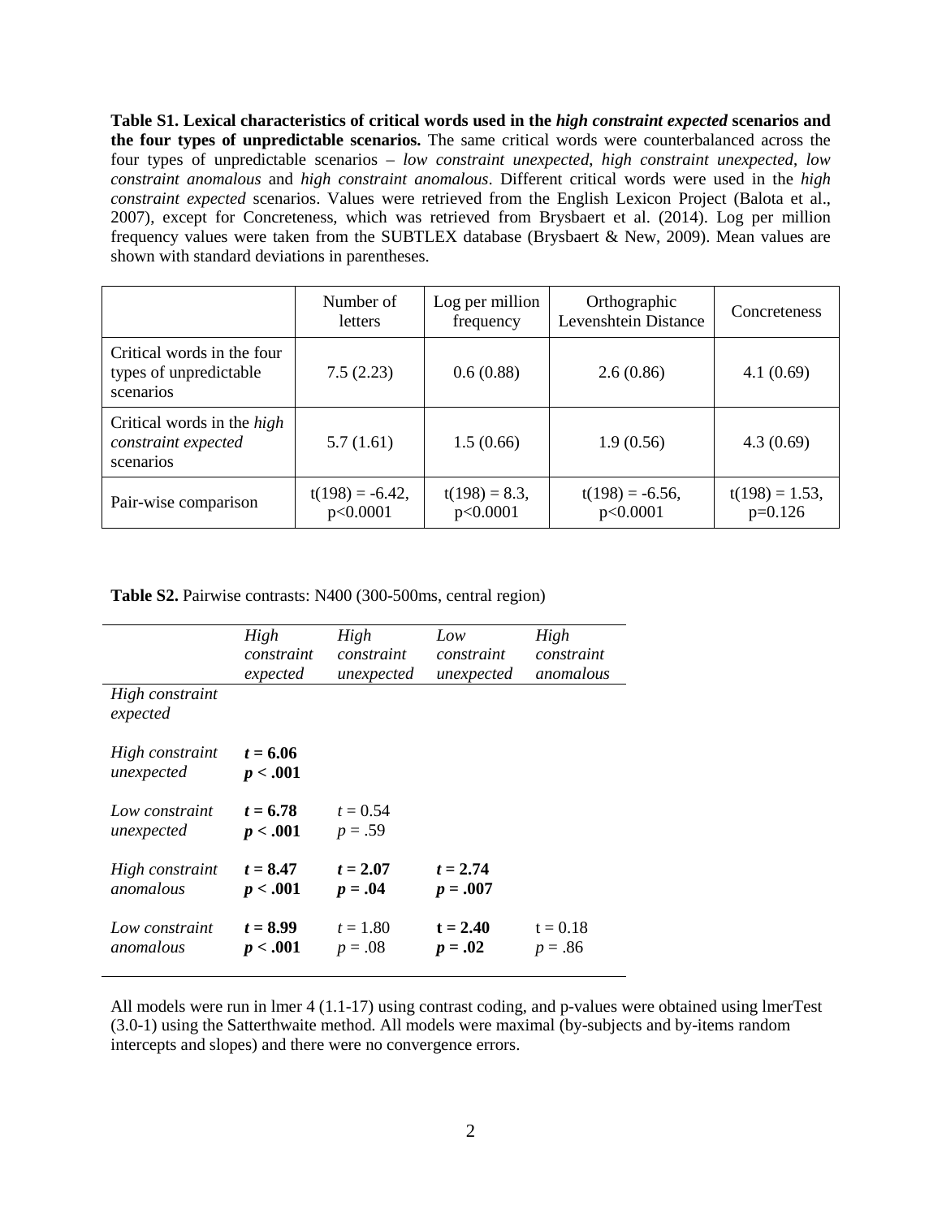**Table S1. Lexical characteristics of critical words used in the *high constraint expected* scenarios and the four types of unpredictable scenarios.** The same critical words were counterbalanced across the four types of unpredictable scenarios – *low constraint unexpected*, *high constraint unexpected*, *low constraint anomalous* and *high constraint anomalous*. Different critical words were used in the *high constraint expected* scenarios. Values were retrieved from the English Lexicon Project (Balota et al., 2007), except for Concreteness, which was retrieved from Brysbaert et al. (2014). Log per million frequency values were taken from the SUBTLEX database (Brysbaert & New, 2009). Mean values are shown with standard deviations in parentheses.

| | Number of letters | Log per million frequency | Orthographic Levenshtein Distance | Concreteness |
|---|---|---|---|---|
| Critical words in the four types of unpredictable scenarios | 7.5 (2.23) | 0.6 (0.88) | 2.6 (0.86) | 4.1 (0.69) |
| Critical words in the *high constraint expected* scenarios | 5.7 (1.61) | 1.5 (0.66) | 1.9 (0.56) | 4.3 (0.69) |
| Pair-wise comparison | $t(198) = -6.42$, $p<0.0001$ | $t(198) = 8.3$, $p<0.0001$ | $t(198) = -6.56$, $p<0.0001$ | $t(198) = 1.53$, $p=0.126$ |

**Table S2.** Pairwise contrasts: N400 (300-500ms, central region)

| | *High constraint expected* | *High constraint unexpected* | *Low constraint unexpected* | *High constraint anomalous* |
|---|---|---|---|---|
| *High constraint expected* | | | | |
| *High constraint unexpected* | ***t* = 6.06** ***p* < .001** | | | |
| *Low constraint unexpected* | ***t* = 6.78** ***p* < .001** | *t* = 0.54 *p* = .59 | | |
| *High constraint anomalous* | ***t* = 8.47** ***p* < .001** | ***t* = 2.07** ***p* = .04** | ***t* = 2.74** ***p* = .007** | |
| *Low constraint anomalous* | ***t* = 8.99** ***p* < .001** | *t* = 1.80 *p* = .08 | **t = 2.40** ***p* = .02** | t = 0.18 *p* = .86 |

All models were run in lmer 4 (1.1-17) using contrast coding, and p-values were obtained using lmerTest (3.0-1) using the Satterthwaite method. All models were maximal (by-subjects and by-items random intercepts and slopes) and there were no convergence errors.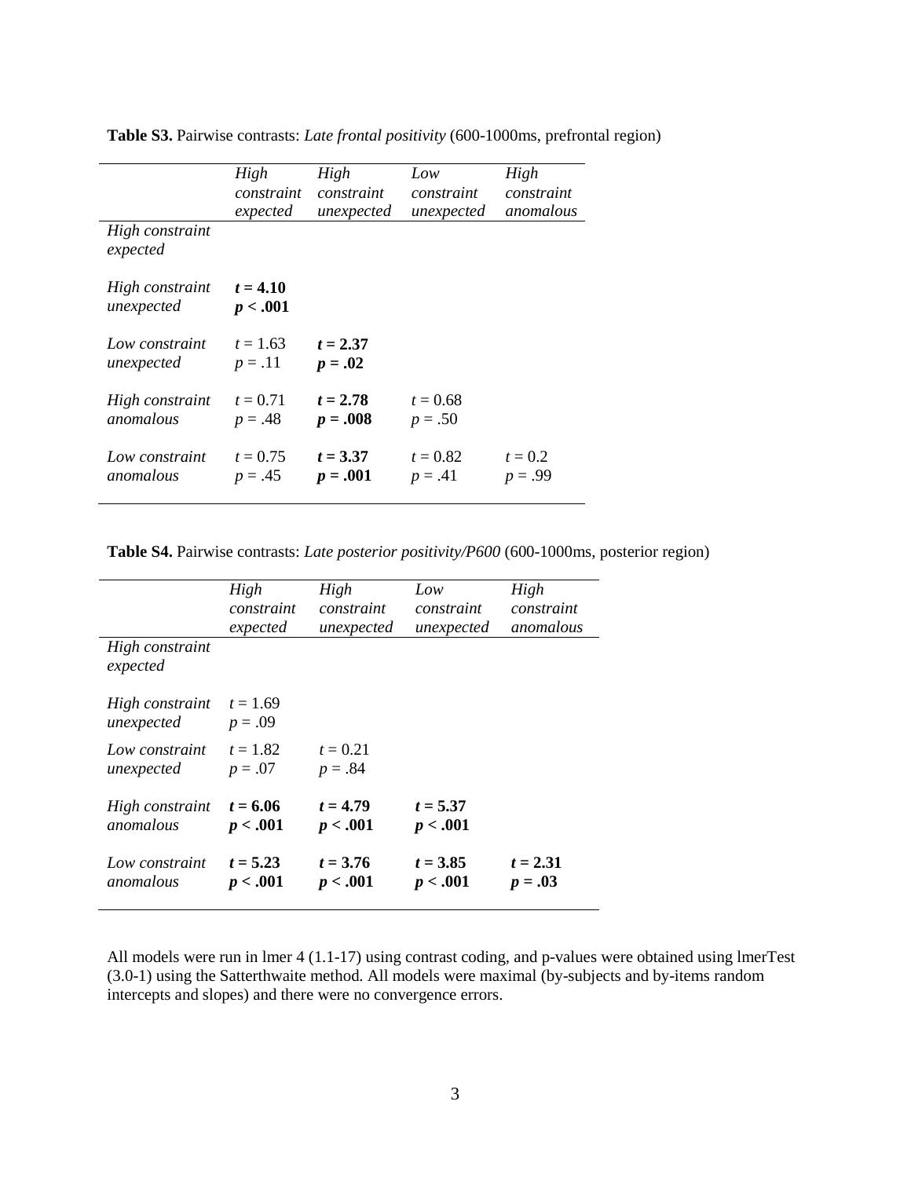**Table S3.** Pairwise contrasts: *Late frontal positivity* (600-1000ms, prefrontal region)

| | *High constraint expected* | *High constraint unexpected* | *Low constraint unexpected* | *High constraint anomalous* |
|---|---|---|---|---|
| *High constraint expected* | | | | |
| *High constraint unexpected* | **$t = 4.10$ $p < .001$** | | | |
| *Low constraint unexpected* | $t = 1.63$ $p = .11$ | **$t = 2.37$ $p = .02$** | | |
| *High constraint anomalous* | $t = 0.71$ $p = .48$ | **$t = 2.78$ $p = .008$** | $t = 0.68$ $p = .50$ | |
| *Low constraint anomalous* | $t = 0.75$ $p = .45$ | **$t = 3.37$ $p = .001$** | $t = 0.82$ $p = .41$ | $t = 0.2$ $p = .99$ |

**Table S4.** Pairwise contrasts: *Late posterior positivity/P600* (600-1000ms, posterior region)

| | *High constraint expected* | *High constraint unexpected* | *Low constraint unexpected* | *High constraint anomalous* |
|---|---|---|---|---|
| *High constraint expected* | | | | |
| *High constraint unexpected* | $t = 1.69$ $p = .09$ | | | |
| *Low constraint unexpected* | $t = 1.82$ $p = .07$ | $t = 0.21$ $p = .84$ | | |
| *High constraint anomalous* | **$t = 6.06$ $p < .001$** | **$t = 4.79$ $p < .001$** | **$t = 5.37$ $p < .001$** | |
| *Low constraint anomalous* | **$t = 5.23$ $p < .001$** | **$t = 3.76$ $p < .001$** | **$t = 3.85$ $p < .001$** | **$t = 2.31$ $p = .03$** |

All models were run in lmer 4 (1.1-17) using contrast coding, and p-values were obtained using lmerTest (3.0-1) using the Satterthwaite method. All models were maximal (by-subjects and by-items random intercepts and slopes) and there were no convergence errors.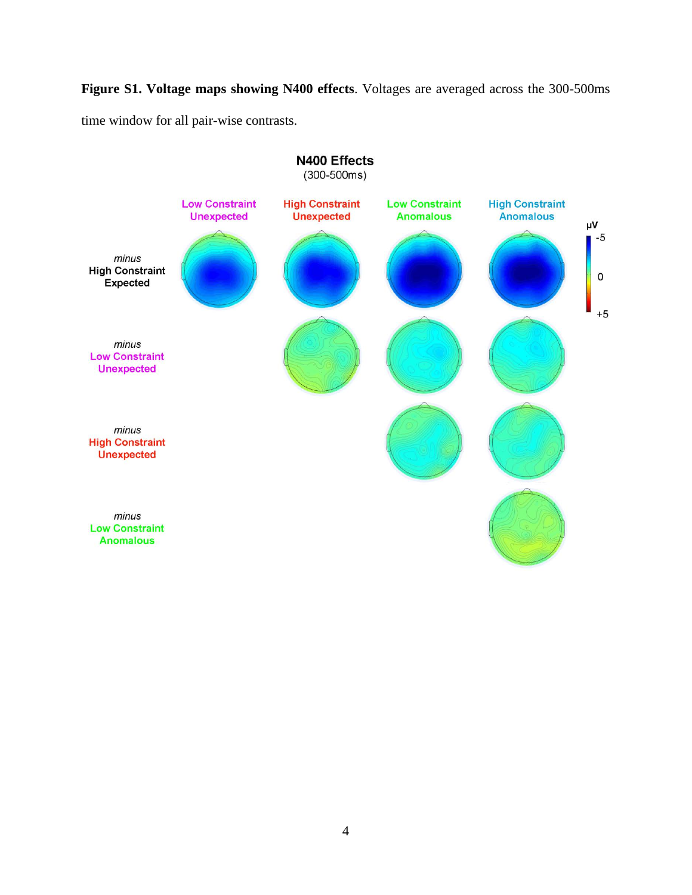**Figure S1. Voltage maps showing N400 effects**. Voltages are averaged across the 300-500ms time window for all pair-wise contrasts.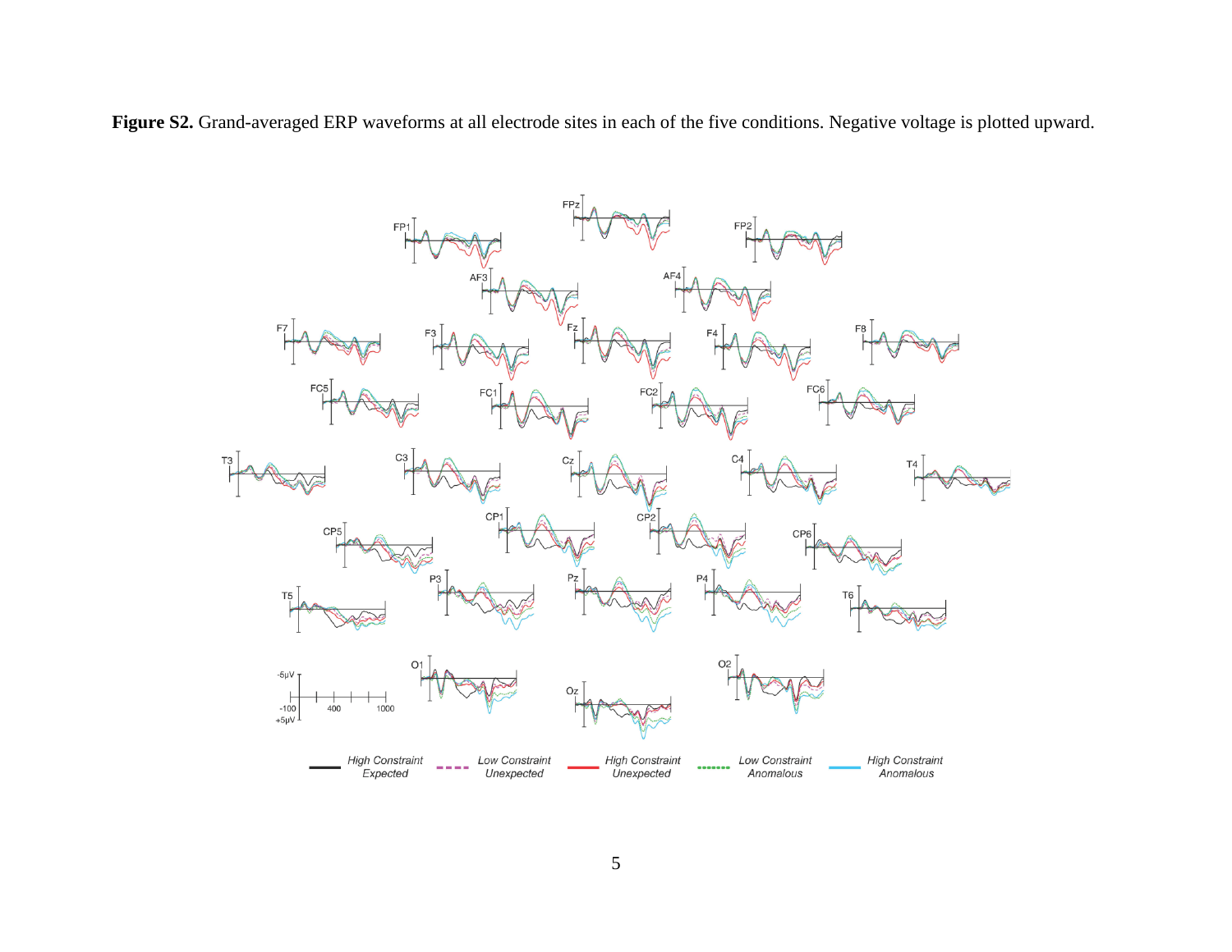**Figure S2.** Grand-averaged ERP waveforms at all electrode sites in each of the five conditions. Negative voltage is plotted upward.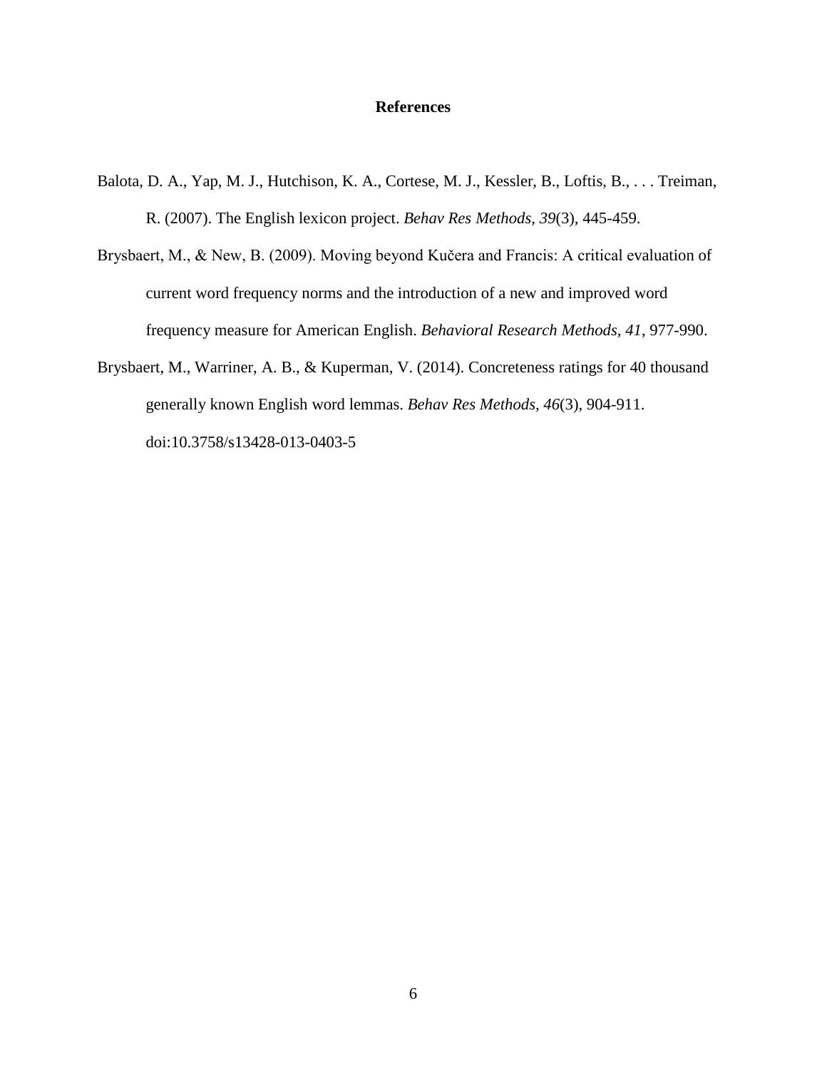# References

Balota, D. A., Yap, M. J., Hutchison, K. A., Cortese, M. J., Kessler, B., Loftis, B., . . . Treiman, R. (2007). The English lexicon project. *Behav Res Methods, 39*(3), 445-459.

Brysbaert, M., & New, B. (2009). Moving beyond Kučera and Francis: A critical evaluation of current word frequency norms and the introduction of a new and improved word frequency measure for American English. *Behavioral Research Methods, 41*, 977-990.

Brysbaert, M., Warriner, A. B., & Kuperman, V. (2014). Concreteness ratings for 40 thousand generally known English word lemmas. *Behav Res Methods, 46*(3), 904-911. doi:10.3758/s13428-013-0403-5